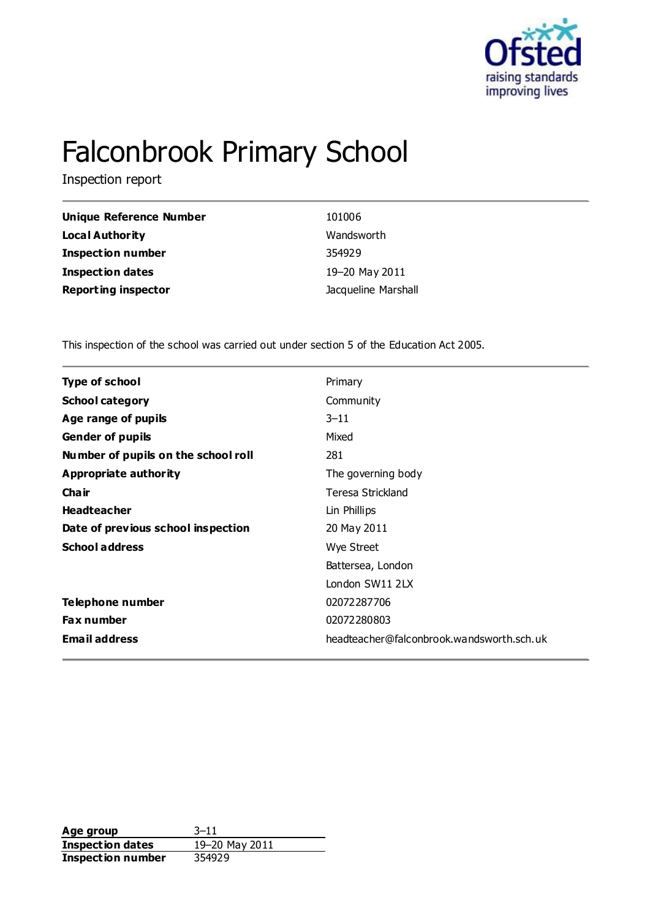# Falconbrook Primary School

Inspection report

| | |
|---|---|
| **Unique Reference Number** | 101006 |
| **Local Authority** | Wandsworth |
| **Inspection number** | 354929 |
| **Inspection dates** | 19–20 May 2011 |
| **Reporting inspector** | Jacqueline Marshall |

This inspection of the school was carried out under section 5 of the Education Act 2005.

| | |
|---|---|
| **Type of school** | Primary |
| **School category** | Community |
| **Age range of pupils** | 3–11 |
| **Gender of pupils** | Mixed |
| **Number of pupils on the school roll** | 281 |
| **Appropriate authority** | The governing body |
| **Chair** | Teresa Strickland |
| **Headteacher** | Lin Phillips |
| **Date of previous school inspection** | 20 May 2011 |
| **School address** | Wye Street |
| | Battersea, London |
| | London SW11 2LX |
| **Telephone number** | 02072287706 |
| **Fax number** | 02072280803 |
| **Email address** | headteacher@falconbrook.wandsworth.sch.uk |

| | |
|---|---|
| **Age group** | 3–11 |
| **Inspection dates** | 19–20 May 2011 |
| **Inspection number** | 354929 |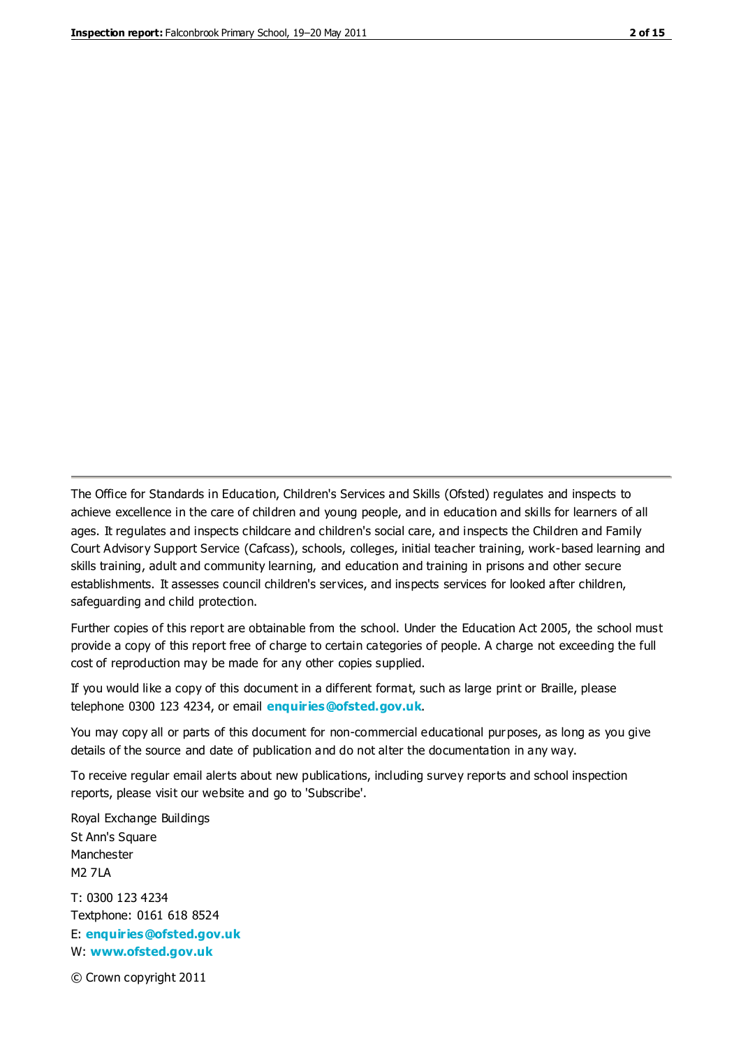The Office for Standards in Education, Children's Services and Skills (Ofsted) regulates and inspects to achieve excellence in the care of children and young people, and in education and skills for learners of all ages. It regulates and inspects childcare and children's social care, and inspects the Children and Family Court Advisory Support Service (Cafcass), schools, colleges, initial teacher training, work-based learning and skills training, adult and community learning, and education and training in prisons and other secure establishments. It assesses council children's services, and inspects services for looked after children, safeguarding and child protection.

Further copies of this report are obtainable from the school. Under the Education Act 2005, the school must provide a copy of this report free of charge to certain categories of people. A charge not exceeding the full cost of reproduction may be made for any other copies supplied.

If you would like a copy of this document in a different format, such as large print or Braille, please telephone 0300 123 4234, or email **enquiries@ofsted.gov.uk**.

You may copy all or parts of this document for non-commercial educational purposes, as long as you give details of the source and date of publication and do not alter the documentation in any way.

To receive regular email alerts about new publications, including survey reports and school inspection reports, please visit our website and go to 'Subscribe'.

Royal Exchange Buildings
St Ann's Square
Manchester
M2 7LA

T: 0300 123 4234
Textphone: 0161 618 8524
E: **enquiries@ofsted.gov.uk**
W: **www.ofsted.gov.uk**

© Crown copyright 2011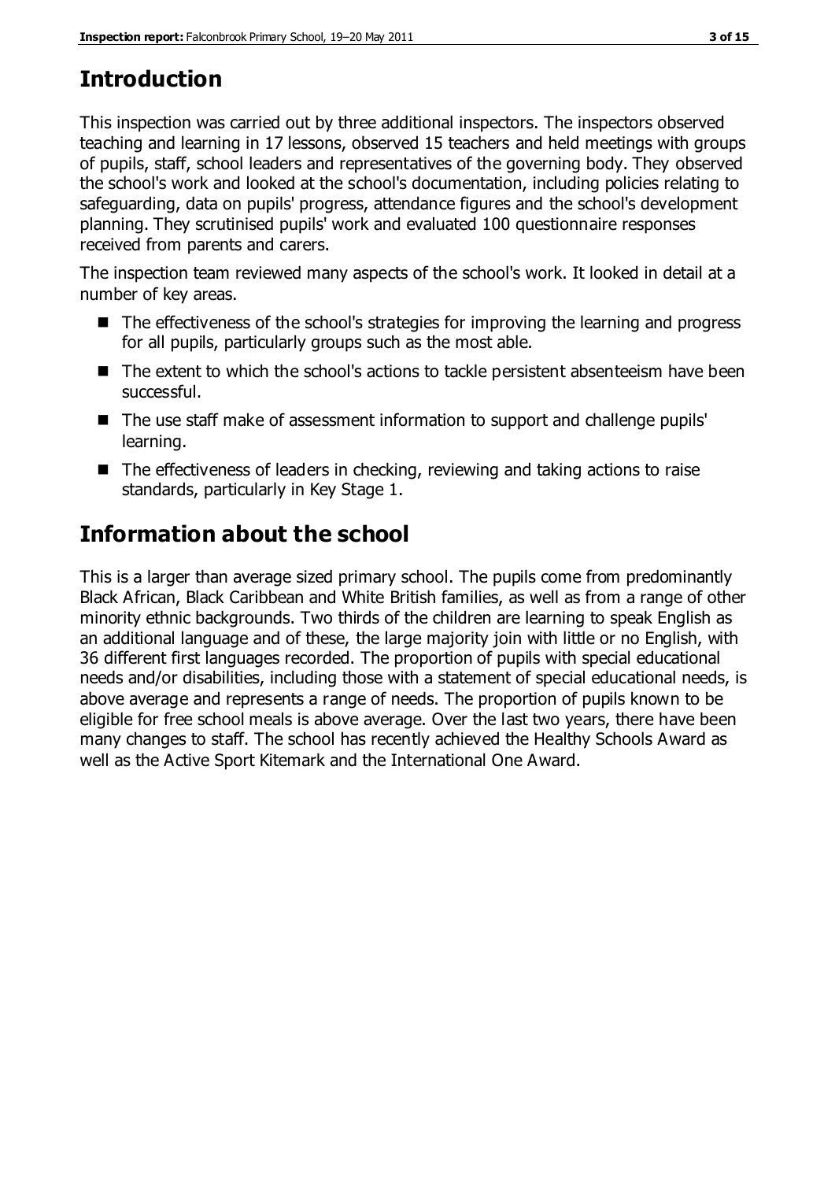# Introduction

This inspection was carried out by three additional inspectors. The inspectors observed teaching and learning in 17 lessons, observed 15 teachers and held meetings with groups of pupils, staff, school leaders and representatives of the governing body. They observed the school's work and looked at the school's documentation, including policies relating to safeguarding, data on pupils' progress, attendance figures and the school's development planning. They scrutinised pupils' work and evaluated 100 questionnaire responses received from parents and carers.

The inspection team reviewed many aspects of the school's work. It looked in detail at a number of key areas.

- The effectiveness of the school's strategies for improving the learning and progress for all pupils, particularly groups such as the most able.
- The extent to which the school's actions to tackle persistent absenteeism have been successful.
- The use staff make of assessment information to support and challenge pupils' learning.
- The effectiveness of leaders in checking, reviewing and taking actions to raise standards, particularly in Key Stage 1.

# Information about the school

This is a larger than average sized primary school. The pupils come from predominantly Black African, Black Caribbean and White British families, as well as from a range of other minority ethnic backgrounds. Two thirds of the children are learning to speak English as an additional language and of these, the large majority join with little or no English, with 36 different first languages recorded. The proportion of pupils with special educational needs and/or disabilities, including those with a statement of special educational needs, is above average and represents a range of needs. The proportion of pupils known to be eligible for free school meals is above average. Over the last two years, there have been many changes to staff. The school has recently achieved the Healthy Schools Award as well as the Active Sport Kitemark and the International One Award.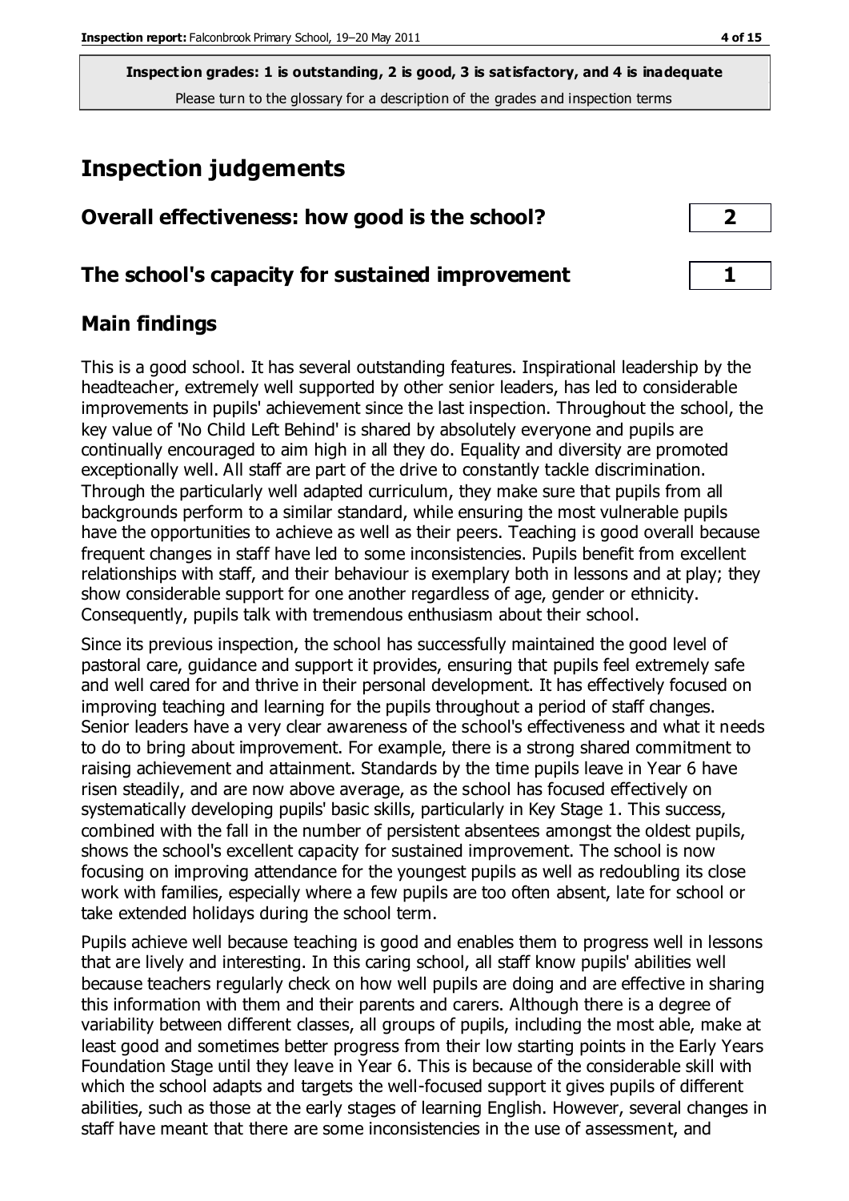**Inspection grades: 1 is outstanding, 2 is good, 3 is satisfactory, and 4 is inadequate**
Please turn to the glossary for a description of the grades and inspection terms

# Inspection judgements

## Overall effectiveness: how good is the school? — 2

## The school's capacity for sustained improvement — 1

## Main findings

This is a good school. It has several outstanding features. Inspirational leadership by the headteacher, extremely well supported by other senior leaders, has led to considerable improvements in pupils' achievement since the last inspection. Throughout the school, the key value of 'No Child Left Behind' is shared by absolutely everyone and pupils are continually encouraged to aim high in all they do. Equality and diversity are promoted exceptionally well. All staff are part of the drive to constantly tackle discrimination. Through the particularly well adapted curriculum, they make sure that pupils from all backgrounds perform to a similar standard, while ensuring the most vulnerable pupils have the opportunities to achieve as well as their peers. Teaching is good overall because frequent changes in staff have led to some inconsistencies. Pupils benefit from excellent relationships with staff, and their behaviour is exemplary both in lessons and at play; they show considerable support for one another regardless of age, gender or ethnicity. Consequently, pupils talk with tremendous enthusiasm about their school.

Since its previous inspection, the school has successfully maintained the good level of pastoral care, guidance and support it provides, ensuring that pupils feel extremely safe and well cared for and thrive in their personal development. It has effectively focused on improving teaching and learning for the pupils throughout a period of staff changes. Senior leaders have a very clear awareness of the school's effectiveness and what it needs to do to bring about improvement. For example, there is a strong shared commitment to raising achievement and attainment. Standards by the time pupils leave in Year 6 have risen steadily, and are now above average, as the school has focused effectively on systematically developing pupils' basic skills, particularly in Key Stage 1. This success, combined with the fall in the number of persistent absentees amongst the oldest pupils, shows the school's excellent capacity for sustained improvement. The school is now focusing on improving attendance for the youngest pupils as well as redoubling its close work with families, especially where a few pupils are too often absent, late for school or take extended holidays during the school term.

Pupils achieve well because teaching is good and enables them to progress well in lessons that are lively and interesting. In this caring school, all staff know pupils' abilities well because teachers regularly check on how well pupils are doing and are effective in sharing this information with them and their parents and carers. Although there is a degree of variability between different classes, all groups of pupils, including the most able, make at least good and sometimes better progress from their low starting points in the Early Years Foundation Stage until they leave in Year 6. This is because of the considerable skill with which the school adapts and targets the well-focused support it gives pupils of different abilities, such as those at the early stages of learning English. However, several changes in staff have meant that there are some inconsistencies in the use of assessment, and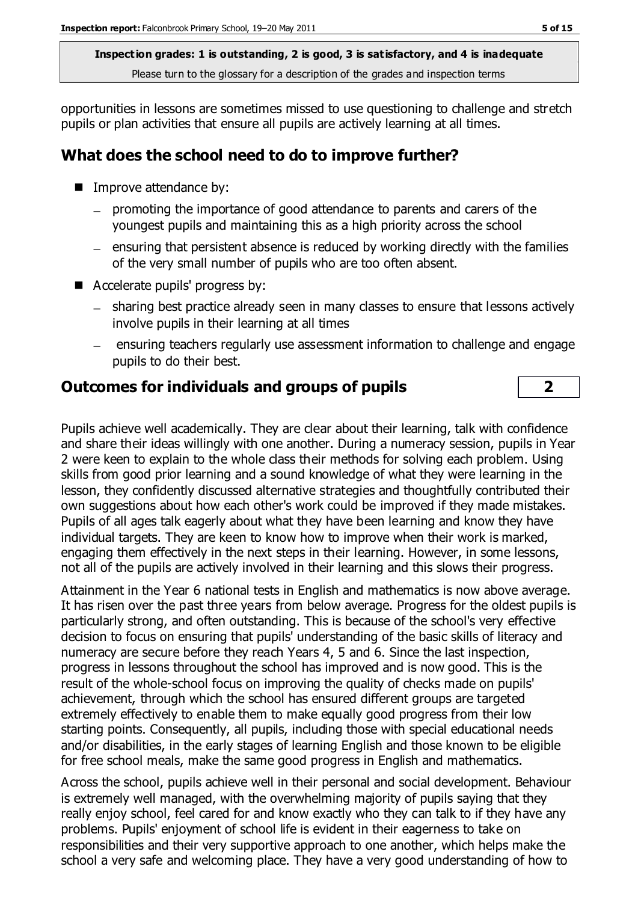opportunities in lessons are sometimes missed to use questioning to challenge and stretch pupils or plan activities that ensure all pupils are actively learning at all times.

## What does the school need to do to improve further?

- Improve attendance by:
  - promoting the importance of good attendance to parents and carers of the youngest pupils and maintaining this as a high priority across the school
  - ensuring that persistent absence is reduced by working directly with the families of the very small number of pupils who are too often absent.
- Accelerate pupils' progress by:
  - sharing best practice already seen in many classes to ensure that lessons actively involve pupils in their learning at all times
  - ensuring teachers regularly use assessment information to challenge and engage pupils to do their best.

## Outcomes for individuals and groups of pupils | 2

Pupils achieve well academically. They are clear about their learning, talk with confidence and share their ideas willingly with one another. During a numeracy session, pupils in Year 2 were keen to explain to the whole class their methods for solving each problem. Using skills from good prior learning and a sound knowledge of what they were learning in the lesson, they confidently discussed alternative strategies and thoughtfully contributed their own suggestions about how each other's work could be improved if they made mistakes. Pupils of all ages talk eagerly about what they have been learning and know they have individual targets. They are keen to know how to improve when their work is marked, engaging them effectively in the next steps in their learning. However, in some lessons, not all of the pupils are actively involved in their learning and this slows their progress.

Attainment in the Year 6 national tests in English and mathematics is now above average. It has risen over the past three years from below average. Progress for the oldest pupils is particularly strong, and often outstanding. This is because of the school's very effective decision to focus on ensuring that pupils' understanding of the basic skills of literacy and numeracy are secure before they reach Years 4, 5 and 6. Since the last inspection, progress in lessons throughout the school has improved and is now good. This is the result of the whole-school focus on improving the quality of checks made on pupils' achievement, through which the school has ensured different groups are targeted extremely effectively to enable them to make equally good progress from their low starting points. Consequently, all pupils, including those with special educational needs and/or disabilities, in the early stages of learning English and those known to be eligible for free school meals, make the same good progress in English and mathematics.

Across the school, pupils achieve well in their personal and social development. Behaviour is extremely well managed, with the overwhelming majority of pupils saying that they really enjoy school, feel cared for and know exactly who they can talk to if they have any problems. Pupils' enjoyment of school life is evident in their eagerness to take on responsibilities and their very supportive approach to one another, which helps make the school a very safe and welcoming place. They have a very good understanding of how to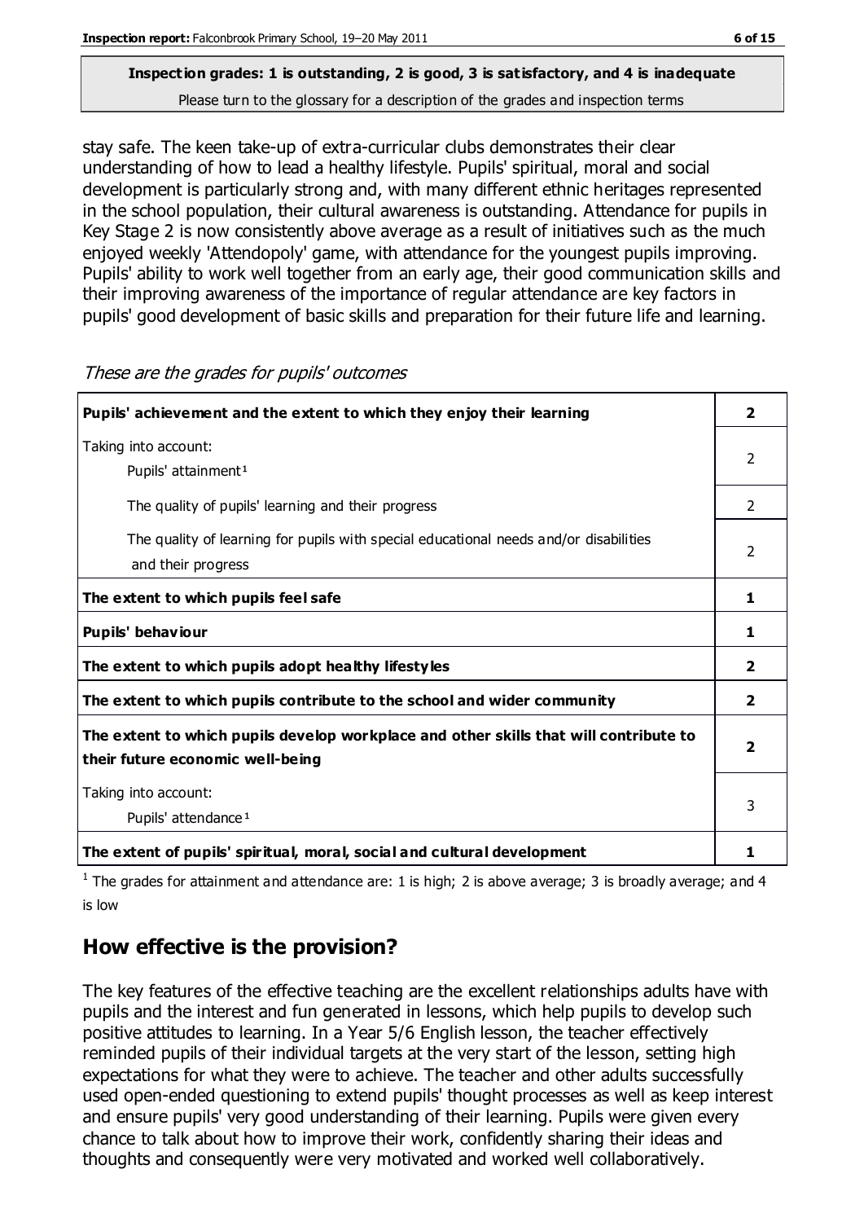**Inspection grades: 1 is outstanding, 2 is good, 3 is satisfactory, and 4 is inadequate**
Please turn to the glossary for a description of the grades and inspection terms

stay safe. The keen take-up of extra-curricular clubs demonstrates their clear understanding of how to lead a healthy lifestyle. Pupils' spiritual, moral and social development is particularly strong and, with many different ethnic heritages represented in the school population, their cultural awareness is outstanding. Attendance for pupils in Key Stage 2 is now consistently above average as a result of initiatives such as the much enjoyed weekly 'Attendopoly' game, with attendance for the youngest pupils improving. Pupils' ability to work well together from an early age, their good communication skills and their improving awareness of the importance of regular attendance are key factors in pupils' good development of basic skills and preparation for their future life and learning.

*These are the grades for pupils' outcomes*

| | |
|---|---|
| **Pupils' achievement and the extent to which they enjoy their learning** | **2** |
| Taking into account:<br>Pupils' attainment[1] | 2 |
| The quality of pupils' learning and their progress | 2 |
| The quality of learning for pupils with special educational needs and/or disabilities and their progress | 2 |
| **The extent to which pupils feel safe** | **1** |
| **Pupils' behaviour** | **1** |
| **The extent to which pupils adopt healthy lifestyles** | **2** |
| **The extent to which pupils contribute to the school and wider community** | **2** |
| **The extent to which pupils develop workplace and other skills that will contribute to their future economic well-being** | **2** |
| Taking into account:<br>Pupils' attendance[1] | 3 |
| **The extent of pupils' spiritual, moral, social and cultural development** | **1** |

[1] The grades for attainment and attendance are: 1 is high; 2 is above average; 3 is broadly average; and 4 is low

## How effective is the provision?

The key features of the effective teaching are the excellent relationships adults have with pupils and the interest and fun generated in lessons, which help pupils to develop such positive attitudes to learning. In a Year 5/6 English lesson, the teacher effectively reminded pupils of their individual targets at the very start of the lesson, setting high expectations for what they were to achieve. The teacher and other adults successfully used open-ended questioning to extend pupils' thought processes as well as keep interest and ensure pupils' very good understanding of their learning. Pupils were given every chance to talk about how to improve their work, confidently sharing their ideas and thoughts and consequently were very motivated and worked well collaboratively.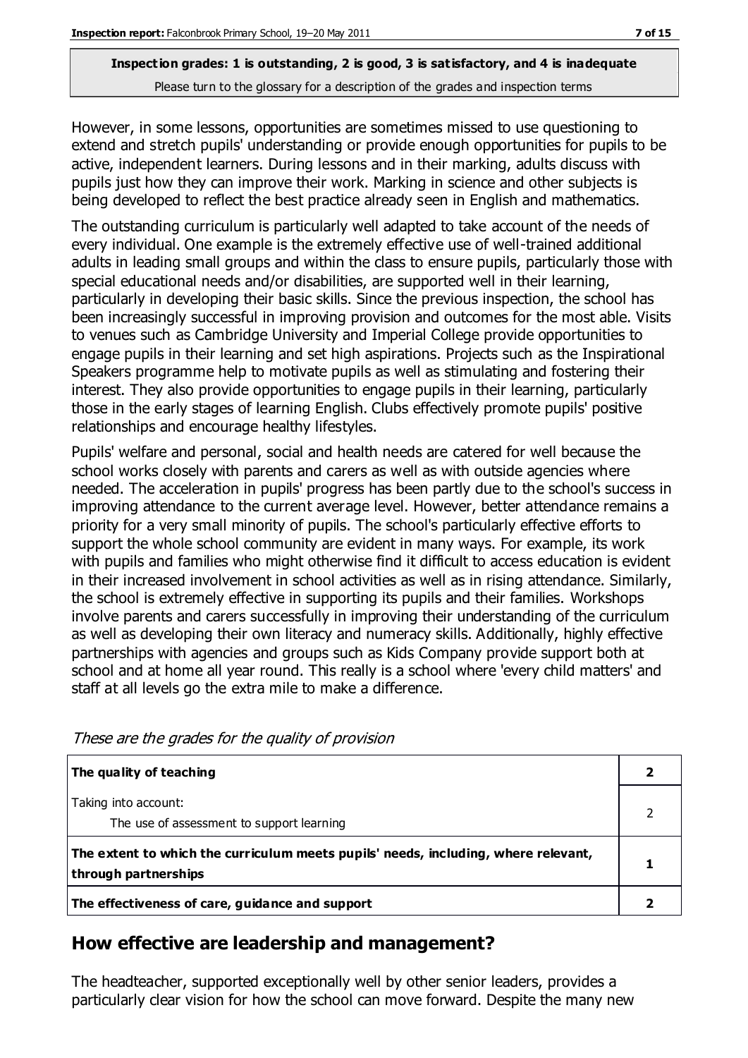**Inspection grades: 1 is outstanding, 2 is good, 3 is satisfactory, and 4 is inadequate**
Please turn to the glossary for a description of the grades and inspection terms

However, in some lessons, opportunities are sometimes missed to use questioning to extend and stretch pupils' understanding or provide enough opportunities for pupils to be active, independent learners. During lessons and in their marking, adults discuss with pupils just how they can improve their work. Marking in science and other subjects is being developed to reflect the best practice already seen in English and mathematics.

The outstanding curriculum is particularly well adapted to take account of the needs of every individual. One example is the extremely effective use of well-trained additional adults in leading small groups and within the class to ensure pupils, particularly those with special educational needs and/or disabilities, are supported well in their learning, particularly in developing their basic skills. Since the previous inspection, the school has been increasingly successful in improving provision and outcomes for the most able. Visits to venues such as Cambridge University and Imperial College provide opportunities to engage pupils in their learning and set high aspirations. Projects such as the Inspirational Speakers programme help to motivate pupils as well as stimulating and fostering their interest. They also provide opportunities to engage pupils in their learning, particularly those in the early stages of learning English. Clubs effectively promote pupils' positive relationships and encourage healthy lifestyles.

Pupils' welfare and personal, social and health needs are catered for well because the school works closely with parents and carers as well as with outside agencies where needed. The acceleration in pupils' progress has been partly due to the school's success in improving attendance to the current average level. However, better attendance remains a priority for a very small minority of pupils. The school's particularly effective efforts to support the whole school community are evident in many ways. For example, its work with pupils and families who might otherwise find it difficult to access education is evident in their increased involvement in school activities as well as in rising attendance. Similarly, the school is extremely effective in supporting its pupils and their families. Workshops involve parents and carers successfully in improving their understanding of the curriculum as well as developing their own literacy and numeracy skills. Additionally, highly effective partnerships with agencies and groups such as Kids Company provide support both at school and at home all year round. This really is a school where 'every child matters' and staff at all levels go the extra mile to make a difference.

*These are the grades for the quality of provision*

| | |
|---|---|
| **The quality of teaching** | **2** |
| Taking into account:<br>The use of assessment to support learning | 2 |
| **The extent to which the curriculum meets pupils' needs, including, where relevant, through partnerships** | **1** |
| **The effectiveness of care, guidance and support** | **2** |

## How effective are leadership and management?

The headteacher, supported exceptionally well by other senior leaders, provides a particularly clear vision for how the school can move forward. Despite the many new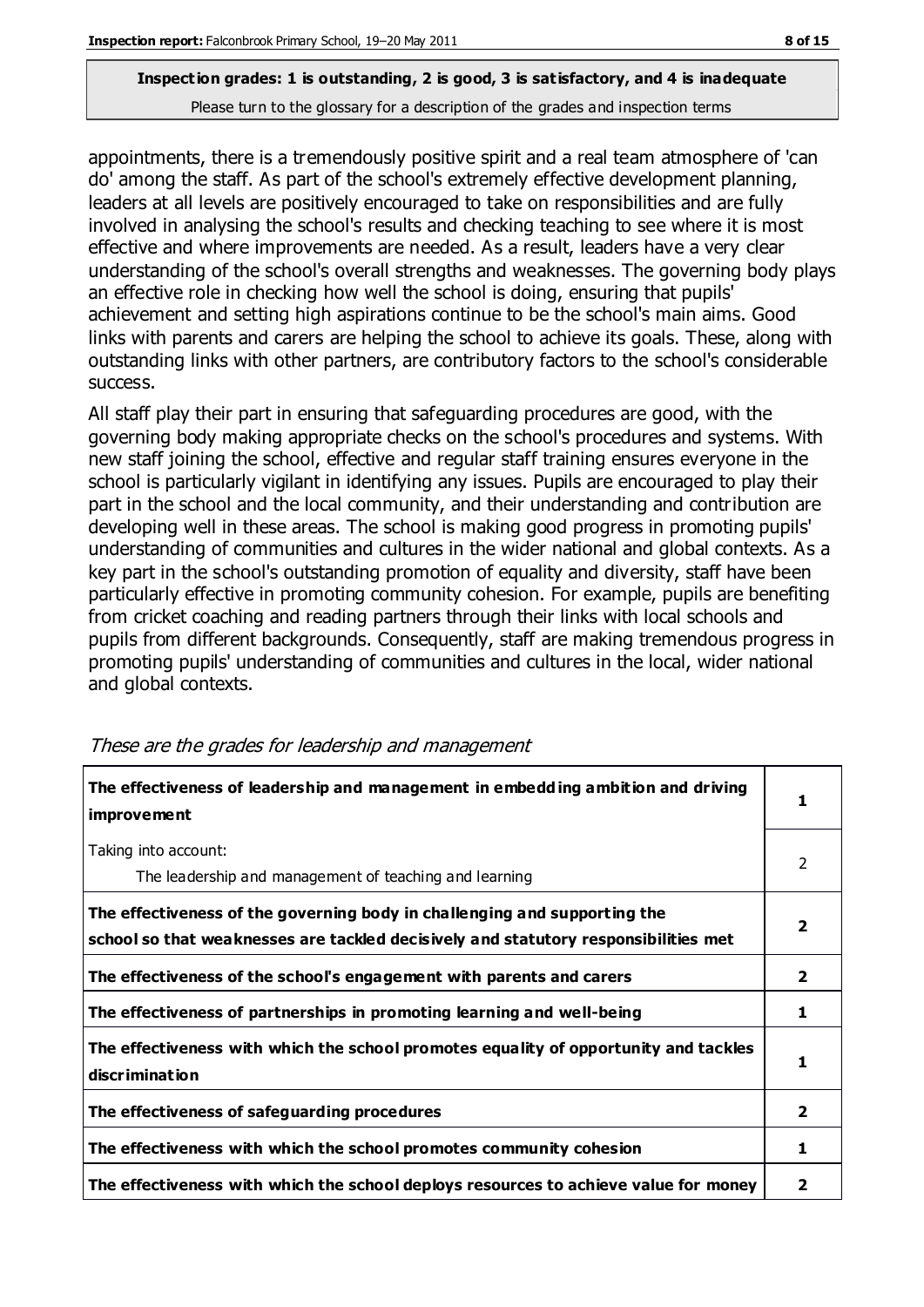appointments, there is a tremendously positive spirit and a real team atmosphere of 'can do' among the staff. As part of the school's extremely effective development planning, leaders at all levels are positively encouraged to take on responsibilities and are fully involved in analysing the school's results and checking teaching to see where it is most effective and where improvements are needed. As a result, leaders have a very clear understanding of the school's overall strengths and weaknesses. The governing body plays an effective role in checking how well the school is doing, ensuring that pupils' achievement and setting high aspirations continue to be the school's main aims. Good links with parents and carers are helping the school to achieve its goals. These, along with outstanding links with other partners, are contributory factors to the school's considerable success.

All staff play their part in ensuring that safeguarding procedures are good, with the governing body making appropriate checks on the school's procedures and systems. With new staff joining the school, effective and regular staff training ensures everyone in the school is particularly vigilant in identifying any issues. Pupils are encouraged to play their part in the school and the local community, and their understanding and contribution are developing well in these areas. The school is making good progress in promoting pupils' understanding of communities and cultures in the wider national and global contexts. As a key part in the school's outstanding promotion of equality and diversity, staff have been particularly effective in promoting community cohesion. For example, pupils are benefiting from cricket coaching and reading partners through their links with local schools and pupils from different backgrounds. Consequently, staff are making tremendous progress in promoting pupils' understanding of communities and cultures in the local, wider national and global contexts.

*These are the grades for leadership and management*

| | |
|---|---|
| **The effectiveness of leadership and management in embedding ambition and driving improvement** | **1** |
| Taking into account: The leadership and management of teaching and learning | 2 |
| **The effectiveness of the governing body in challenging and supporting the school so that weaknesses are tackled decisively and statutory responsibilities met** | **2** |
| **The effectiveness of the school's engagement with parents and carers** | **2** |
| **The effectiveness of partnerships in promoting learning and well-being** | **1** |
| **The effectiveness with which the school promotes equality of opportunity and tackles discrimination** | **1** |
| **The effectiveness of safeguarding procedures** | **2** |
| **The effectiveness with which the school promotes community cohesion** | **1** |
| **The effectiveness with which the school deploys resources to achieve value for money** | **2** |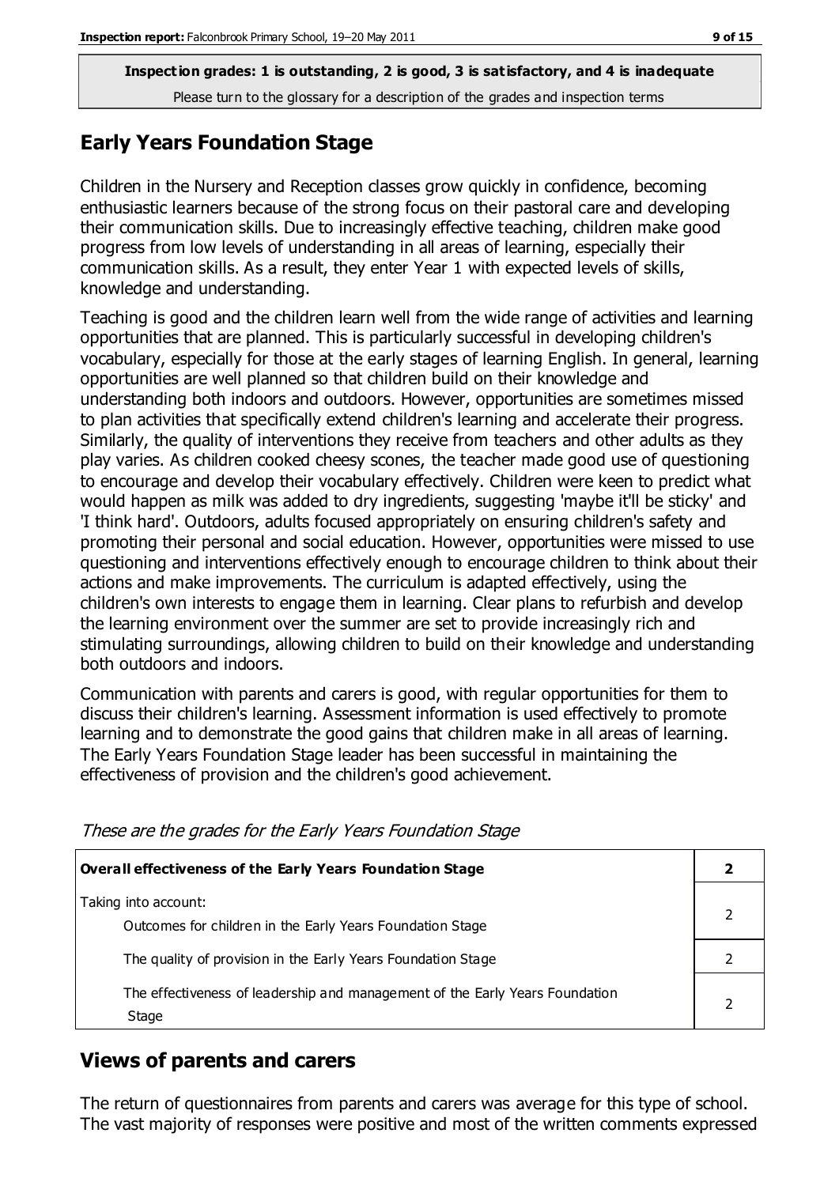**Inspection grades: 1 is outstanding, 2 is good, 3 is satisfactory, and 4 is inadequate**
Please turn to the glossary for a description of the grades and inspection terms

## Early Years Foundation Stage

Children in the Nursery and Reception classes grow quickly in confidence, becoming enthusiastic learners because of the strong focus on their pastoral care and developing their communication skills. Due to increasingly effective teaching, children make good progress from low levels of understanding in all areas of learning, especially their communication skills. As a result, they enter Year 1 with expected levels of skills, knowledge and understanding.

Teaching is good and the children learn well from the wide range of activities and learning opportunities that are planned. This is particularly successful in developing children's vocabulary, especially for those at the early stages of learning English. In general, learning opportunities are well planned so that children build on their knowledge and understanding both indoors and outdoors. However, opportunities are sometimes missed to plan activities that specifically extend children's learning and accelerate their progress. Similarly, the quality of interventions they receive from teachers and other adults as they play varies. As children cooked cheesy scones, the teacher made good use of questioning to encourage and develop their vocabulary effectively. Children were keen to predict what would happen as milk was added to dry ingredients, suggesting 'maybe it'll be sticky' and 'I think hard'. Outdoors, adults focused appropriately on ensuring children's safety and promoting their personal and social education. However, opportunities were missed to use questioning and interventions effectively enough to encourage children to think about their actions and make improvements. The curriculum is adapted effectively, using the children's own interests to engage them in learning. Clear plans to refurbish and develop the learning environment over the summer are set to provide increasingly rich and stimulating surroundings, allowing children to build on their knowledge and understanding both outdoors and indoors.

Communication with parents and carers is good, with regular opportunities for them to discuss their children's learning. Assessment information is used effectively to promote learning and to demonstrate the good gains that children make in all areas of learning. The Early Years Foundation Stage leader has been successful in maintaining the effectiveness of provision and the children's good achievement.

*These are the grades for the Early Years Foundation Stage*

| **Overall effectiveness of the Early Years Foundation Stage** | **2** |
|---|---|
| Taking into account: Outcomes for children in the Early Years Foundation Stage | 2 |
| The quality of provision in the Early Years Foundation Stage | 2 |
| The effectiveness of leadership and management of the Early Years Foundation Stage | 2 |

## Views of parents and carers

The return of questionnaires from parents and carers was average for this type of school. The vast majority of responses were positive and most of the written comments expressed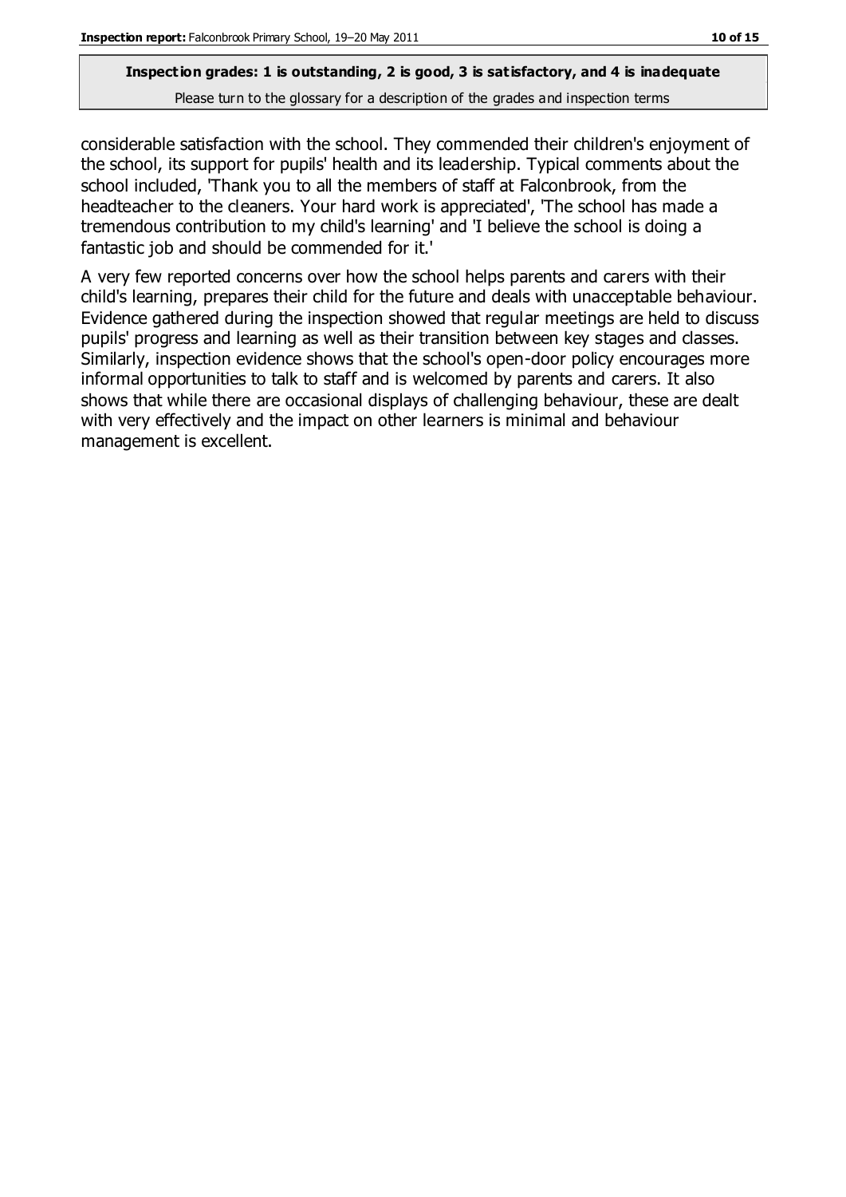considerable satisfaction with the school. They commended their children's enjoyment of the school, its support for pupils' health and its leadership. Typical comments about the school included, 'Thank you to all the members of staff at Falconbrook, from the headteacher to the cleaners. Your hard work is appreciated', 'The school has made a tremendous contribution to my child's learning' and 'I believe the school is doing a fantastic job and should be commended for it.'

A very few reported concerns over how the school helps parents and carers with their child's learning, prepares their child for the future and deals with unacceptable behaviour. Evidence gathered during the inspection showed that regular meetings are held to discuss pupils' progress and learning as well as their transition between key stages and classes. Similarly, inspection evidence shows that the school's open-door policy encourages more informal opportunities to talk to staff and is welcomed by parents and carers. It also shows that while there are occasional displays of challenging behaviour, these are dealt with very effectively and the impact on other learners is minimal and behaviour management is excellent.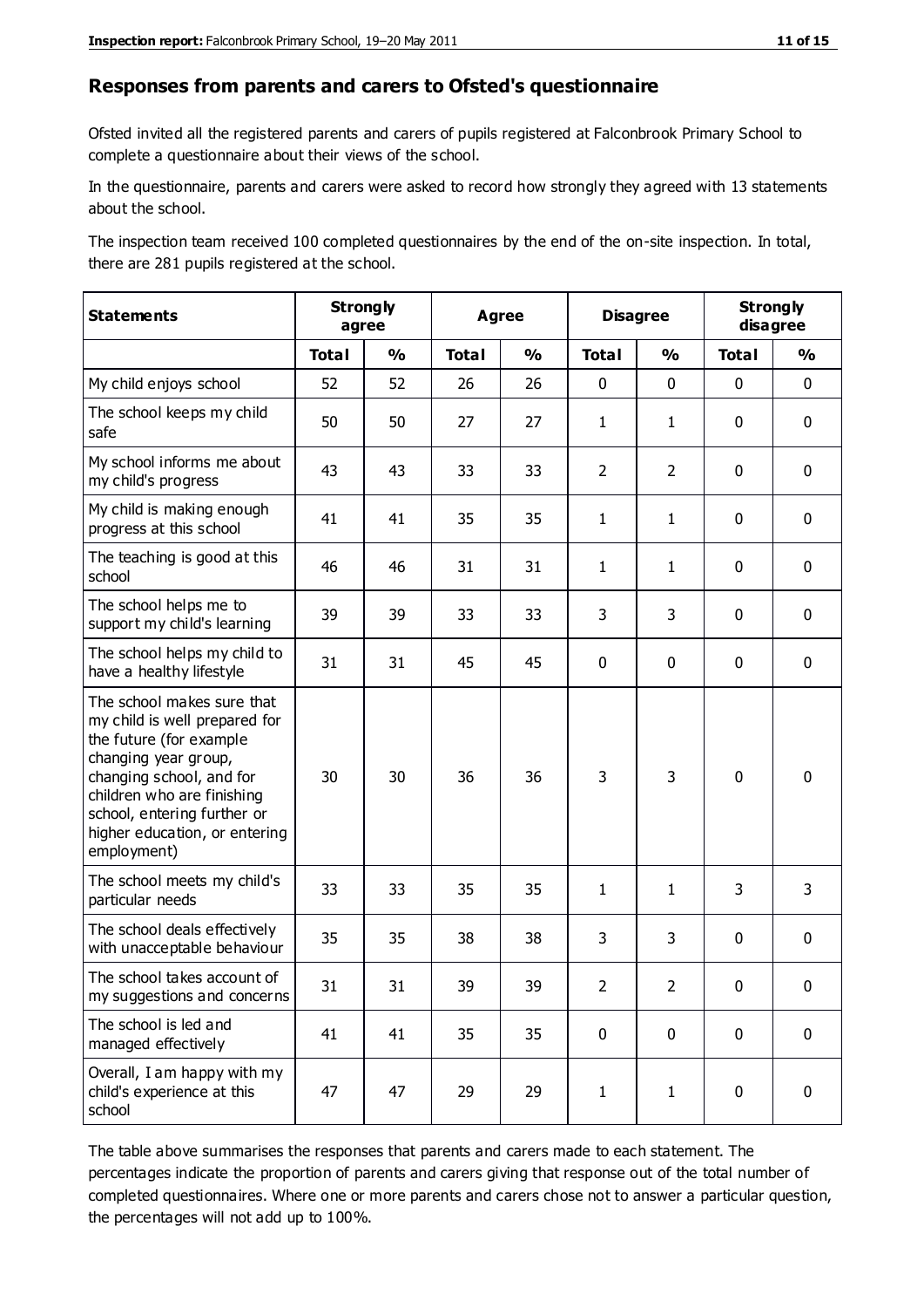## Responses from parents and carers to Ofsted's questionnaire

Ofsted invited all the registered parents and carers of pupils registered at Falconbrook Primary School to complete a questionnaire about their views of the school.

In the questionnaire, parents and carers were asked to record how strongly they agreed with 13 statements about the school.

The inspection team received 100 completed questionnaires by the end of the on-site inspection. In total, there are 281 pupils registered at the school.

| Statements | Strongly agree | | Agree | | Disagree | | Strongly disagree | |
|---|---|---|---|---|---|---|---|---|
| | Total | % | Total | % | Total | % | Total | % |
| My child enjoys school | 52 | 52 | 26 | 26 | 0 | 0 | 0 | 0 |
| The school keeps my child safe | 50 | 50 | 27 | 27 | 1 | 1 | 0 | 0 |
| My school informs me about my child's progress | 43 | 43 | 33 | 33 | 2 | 2 | 0 | 0 |
| My child is making enough progress at this school | 41 | 41 | 35 | 35 | 1 | 1 | 0 | 0 |
| The teaching is good at this school | 46 | 46 | 31 | 31 | 1 | 1 | 0 | 0 |
| The school helps me to support my child's learning | 39 | 39 | 33 | 33 | 3 | 3 | 0 | 0 |
| The school helps my child to have a healthy lifestyle | 31 | 31 | 45 | 45 | 0 | 0 | 0 | 0 |
| The school makes sure that my child is well prepared for the future (for example changing year group, changing school, and for children who are finishing school, entering further or higher education, or entering employment) | 30 | 30 | 36 | 36 | 3 | 3 | 0 | 0 |
| The school meets my child's particular needs | 33 | 33 | 35 | 35 | 1 | 1 | 3 | 3 |
| The school deals effectively with unacceptable behaviour | 35 | 35 | 38 | 38 | 3 | 3 | 0 | 0 |
| The school takes account of my suggestions and concerns | 31 | 31 | 39 | 39 | 2 | 2 | 0 | 0 |
| The school is led and managed effectively | 41 | 41 | 35 | 35 | 0 | 0 | 0 | 0 |
| Overall, I am happy with my child's experience at this school | 47 | 47 | 29 | 29 | 1 | 1 | 0 | 0 |

The table above summarises the responses that parents and carers made to each statement. The percentages indicate the proportion of parents and carers giving that response out of the total number of completed questionnaires. Where one or more parents and carers chose not to answer a particular question, the percentages will not add up to 100%.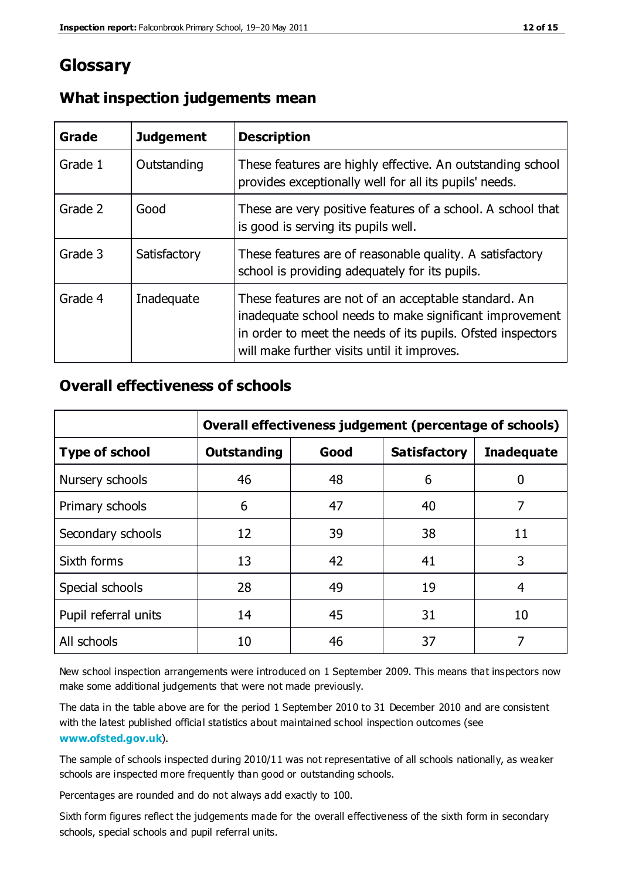## Glossary

### What inspection judgements mean

| Grade | Judgement | Description |
|---|---|---|
| Grade 1 | Outstanding | These features are highly effective. An outstanding school provides exceptionally well for all its pupils' needs. |
| Grade 2 | Good | These are very positive features of a school. A school that is good is serving its pupils well. |
| Grade 3 | Satisfactory | These features are of reasonable quality. A satisfactory school is providing adequately for its pupils. |
| Grade 4 | Inadequate | These features are not of an acceptable standard. An inadequate school needs to make significant improvement in order to meet the needs of its pupils. Ofsted inspectors will make further visits until it improves. |

### Overall effectiveness of schools

| | Overall effectiveness judgement (percentage of schools) | | | |
|---|---|---|---|---|
| **Type of school** | **Outstanding** | **Good** | **Satisfactory** | **Inadequate** |
| Nursery schools | 46 | 48 | 6 | 0 |
| Primary schools | 6 | 47 | 40 | 7 |
| Secondary schools | 12 | 39 | 38 | 11 |
| Sixth forms | 13 | 42 | 41 | 3 |
| Special schools | 28 | 49 | 19 | 4 |
| Pupil referral units | 14 | 45 | 31 | 10 |
| All schools | 10 | 46 | 37 | 7 |

New school inspection arrangements were introduced on 1 September 2009. This means that inspectors now make some additional judgements that were not made previously.

The data in the table above are for the period 1 September 2010 to 31 December 2010 and are consistent with the latest published official statistics about maintained school inspection outcomes (see **www.ofsted.gov.uk**).

The sample of schools inspected during 2010/11 was not representative of all schools nationally, as weaker schools are inspected more frequently than good or outstanding schools.

Percentages are rounded and do not always add exactly to 100.

Sixth form figures reflect the judgements made for the overall effectiveness of the sixth form in secondary schools, special schools and pupil referral units.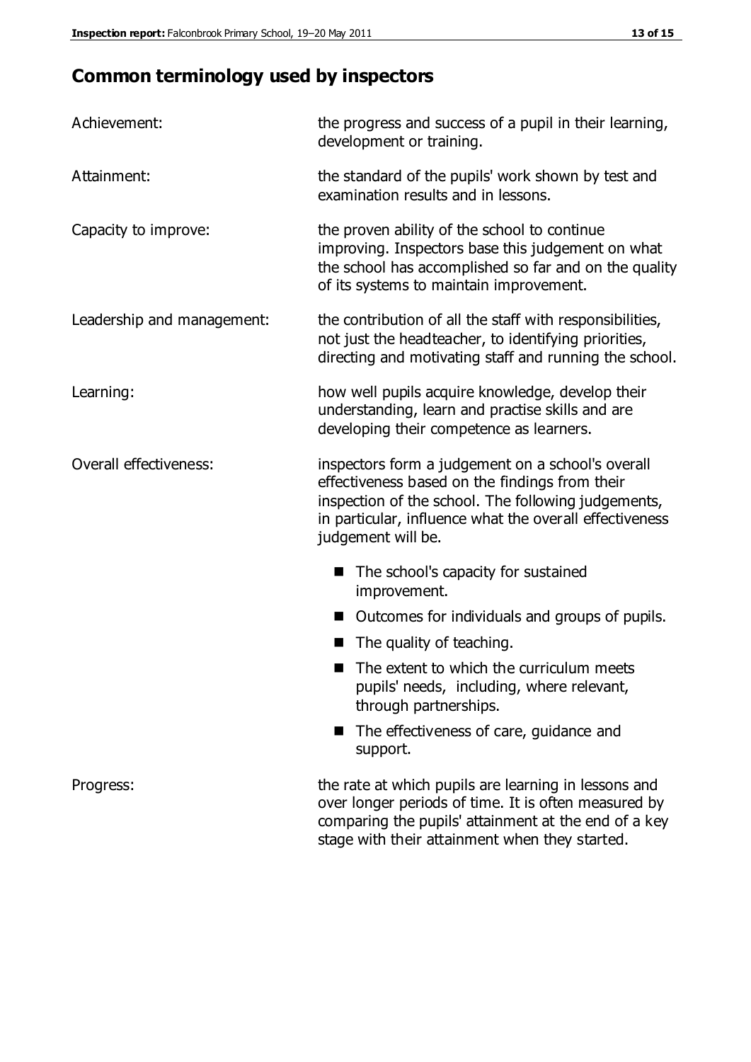## Common terminology used by inspectors

**Achievement:** the progress and success of a pupil in their learning, development or training.

**Attainment:** the standard of the pupils' work shown by test and examination results and in lessons.

**Capacity to improve:** the proven ability of the school to continue improving. Inspectors base this judgement on what the school has accomplished so far and on the quality of its systems to maintain improvement.

**Leadership and management:** the contribution of all the staff with responsibilities, not just the headteacher, to identifying priorities, directing and motivating staff and running the school.

**Learning:** how well pupils acquire knowledge, develop their understanding, learn and practise skills and are developing their competence as learners.

**Overall effectiveness:** inspectors form a judgement on a school's overall effectiveness based on the findings from their inspection of the school. The following judgements, in particular, influence what the overall effectiveness judgement will be.

- The school's capacity for sustained improvement.
- Outcomes for individuals and groups of pupils.
- The quality of teaching.
- The extent to which the curriculum meets pupils' needs, including, where relevant, through partnerships.
- The effectiveness of care, guidance and support.

**Progress:** the rate at which pupils are learning in lessons and over longer periods of time. It is often measured by comparing the pupils' attainment at the end of a key stage with their attainment when they started.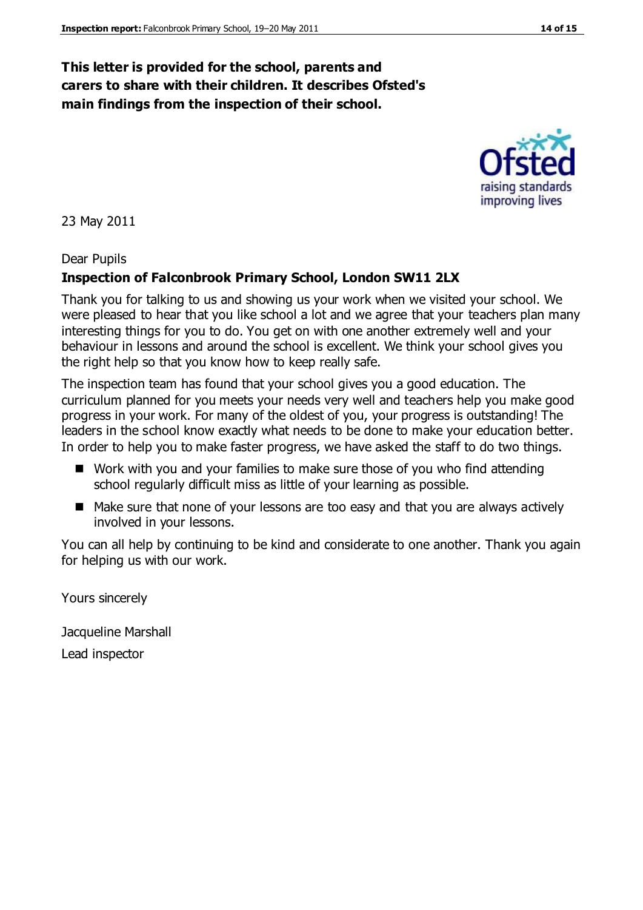**This letter is provided for the school, parents and carers to share with their children. It describes Ofsted's main findings from the inspection of their school.**

23 May 2011

Dear Pupils

**Inspection of Falconbrook Primary School, London SW11 2LX**

Thank you for talking to us and showing us your work when we visited your school. We were pleased to hear that you like school a lot and we agree that your teachers plan many interesting things for you to do. You get on with one another extremely well and your behaviour in lessons and around the school is excellent. We think your school gives you the right help so that you know how to keep really safe.

The inspection team has found that your school gives you a good education. The curriculum planned for you meets your needs very well and teachers help you make good progress in your work. For many of the oldest of you, your progress is outstanding! The leaders in the school know exactly what needs to be done to make your education better. In order to help you to make faster progress, we have asked the staff to do two things.

- Work with you and your families to make sure those of you who find attending school regularly difficult miss as little of your learning as possible.
- Make sure that none of your lessons are too easy and that you are always actively involved in your lessons.

You can all help by continuing to be kind and considerate to one another. Thank you again for helping us with our work.

Yours sincerely

Jacqueline Marshall

Lead inspector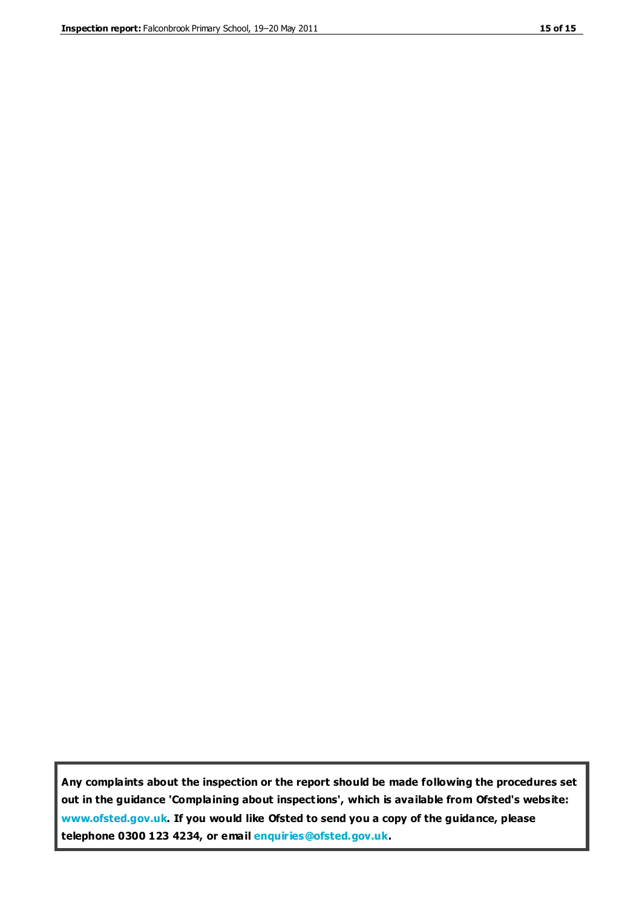**Any complaints about the inspection or the report should be made following the procedures set out in the guidance 'Complaining about inspections', which is available from Ofsted's website: www.ofsted.gov.uk. If you would like Ofsted to send you a copy of the guidance, please telephone 0300 123 4234, or email enquiries@ofsted.gov.uk.**